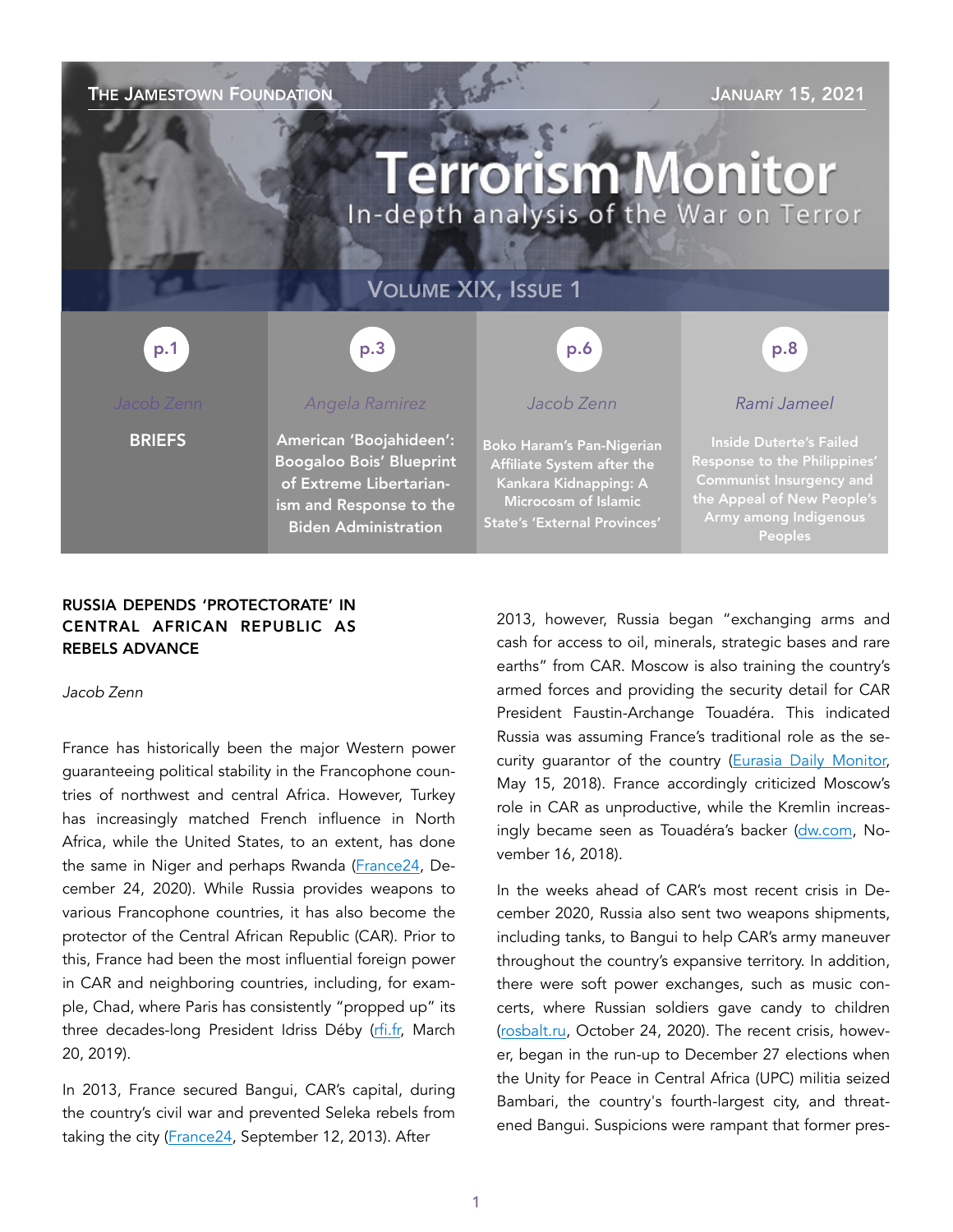The Jamestown Foundation — January 15, 2021

# Terrorism Monitor

In-depth analysis of the War on Terror

Volume XIX, Issue 1

| p.1 | p.3 | p.6 | p.8 |
| --- | --- | --- | --- |
| Jacob Zenn | Angela Ramirez | Jacob Zenn | Rami Jameel |
| BRIEFS | American 'Boojahideen': Boogaloo Bois' Blueprint of Extreme Libertarianism and Response to the Biden Administration | Boko Haram's Pan-Nigerian Affiliate System after the Kankara Kidnapping: A Microcosm of Islamic State's 'External Provinces' | Inside Duterte's Failed Response to the Philippines' Communist Insurgency and the Appeal of New People's Army among Indigenous Peoples |

## RUSSIA DEPENDS 'PROTECTORATE' IN CENTRAL AFRICAN REPUBLIC AS REBELS ADVANCE

*Jacob Zenn*

France has historically been the major Western power guaranteeing political stability in the Francophone countries of northwest and central Africa. However, Turkey has increasingly matched French influence in North Africa, while the United States, to an extent, has done the same in Niger and perhaps Rwanda (France24, December 24, 2020). While Russia provides weapons to various Francophone countries, it has also become the protector of the Central African Republic (CAR). Prior to this, France had been the most influential foreign power in CAR and neighboring countries, including, for example, Chad, where Paris has consistently "propped up" its three decades-long President Idriss Déby (rfi.fr, March 20, 2019).

In 2013, France secured Bangui, CAR's capital, during the country's civil war and prevented Seleka rebels from taking the city (France24, September 12, 2013). After 2013, however, Russia began "exchanging arms and cash for access to oil, minerals, strategic bases and rare earths" from CAR. Moscow is also training the country's armed forces and providing the security detail for CAR President Faustin-Archange Touadéra. This indicated Russia was assuming France's traditional role as the security guarantor of the country (Eurasia Daily Monitor, May 15, 2018). France accordingly criticized Moscow's role in CAR as unproductive, while the Kremlin increasingly became seen as Touadéra's backer (dw.com, November 16, 2018).

In the weeks ahead of CAR's most recent crisis in December 2020, Russia also sent two weapons shipments, including tanks, to Bangui to help CAR's army maneuver throughout the country's expansive territory. In addition, there were soft power exchanges, such as music concerts, where Russian soldiers gave candy to children (rosbalt.ru, October 24, 2020). The recent crisis, however, began in the run-up to December 27 elections when the Unity for Peace in Central Africa (UPC) militia seized Bambari, the country's fourth-largest city, and threatened Bangui. Suspicions were rampant that former pres-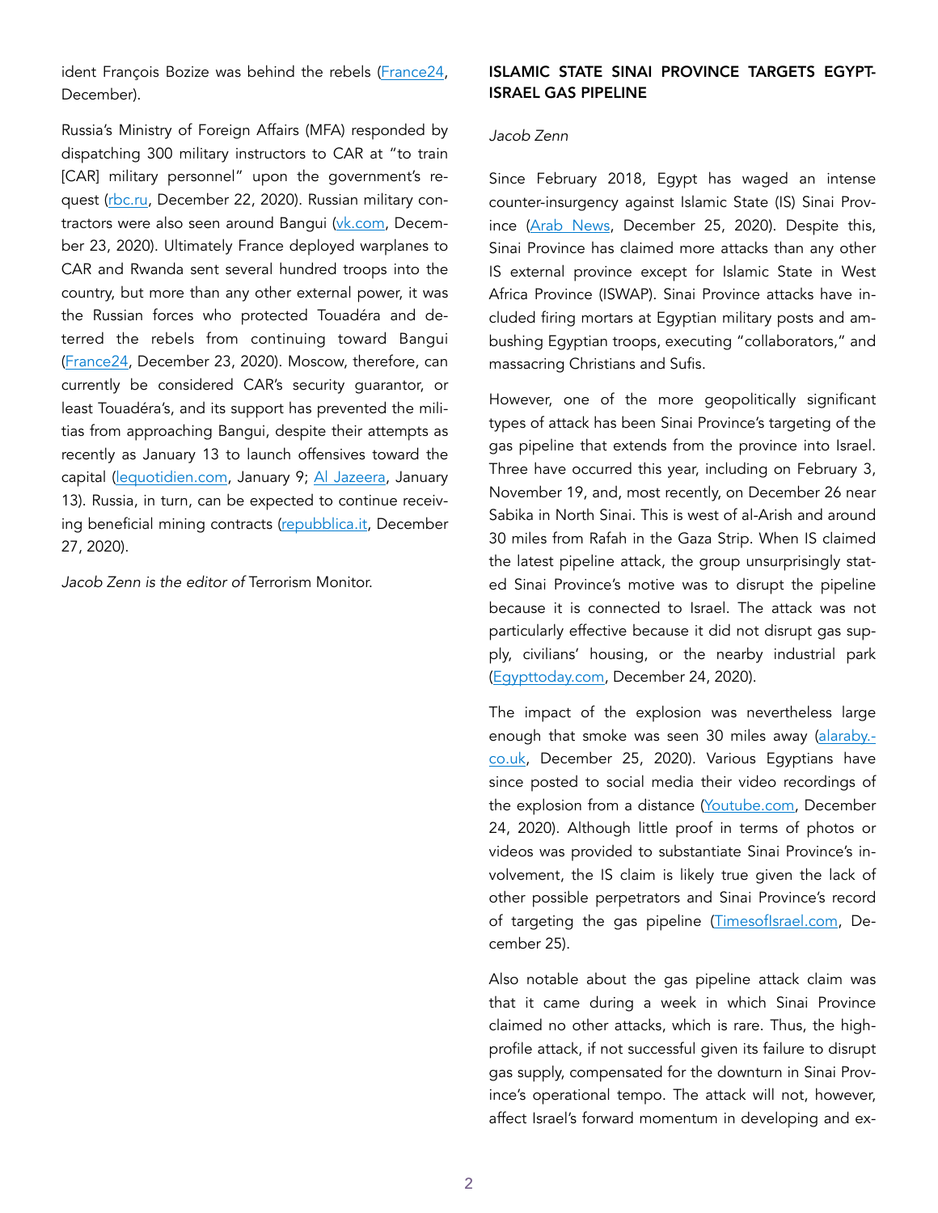ident François Bozize was behind the rebels (France24, December).

Russia's Ministry of Foreign Affairs (MFA) responded by dispatching 300 military instructors to CAR at "to train [CAR] military personnel" upon the government's request (rbc.ru, December 22, 2020). Russian military contractors were also seen around Bangui (vk.com, December 23, 2020). Ultimately France deployed warplanes to CAR and Rwanda sent several hundred troops into the country, but more than any other external power, it was the Russian forces who protected Touadéra and deterred the rebels from continuing toward Bangui (France24, December 23, 2020). Moscow, therefore, can currently be considered CAR's security guarantor, or least Touadéra's, and its support has prevented the militias from approaching Bangui, despite their attempts as recently as January 13 to launch offensives toward the capital (lequotidien.com, January 9; Al Jazeera, January 13). Russia, in turn, can be expected to continue receiving beneficial mining contracts (repubblica.it, December 27, 2020).

*Jacob Zenn is the editor of* Terrorism Monitor.

## ISLAMIC STATE SINAI PROVINCE TARGETS EGYPT-ISRAEL GAS PIPELINE

*Jacob Zenn*

Since February 2018, Egypt has waged an intense counter-insurgency against Islamic State (IS) Sinai Province (Arab News, December 25, 2020). Despite this, Sinai Province has claimed more attacks than any other IS external province except for Islamic State in West Africa Province (ISWAP). Sinai Province attacks have included firing mortars at Egyptian military posts and ambushing Egyptian troops, executing "collaborators," and massacring Christians and Sufis.

However, one of the more geopolitically significant types of attack has been Sinai Province's targeting of the gas pipeline that extends from the province into Israel. Three have occurred this year, including on February 3, November 19, and, most recently, on December 26 near Sabika in North Sinai. This is west of al-Arish and around 30 miles from Rafah in the Gaza Strip. When IS claimed the latest pipeline attack, the group unsurprisingly stated Sinai Province's motive was to disrupt the pipeline because it is connected to Israel. The attack was not particularly effective because it did not disrupt gas supply, civilians' housing, or the nearby industrial park (Egypttoday.com, December 24, 2020).

The impact of the explosion was nevertheless large enough that smoke was seen 30 miles away (alaraby.co.uk, December 25, 2020). Various Egyptians have since posted to social media their video recordings of the explosion from a distance (Youtube.com, December 24, 2020). Although little proof in terms of photos or videos was provided to substantiate Sinai Province's involvement, the IS claim is likely true given the lack of other possible perpetrators and Sinai Province's record of targeting the gas pipeline (TimesofIsrael.com, December 25).

Also notable about the gas pipeline attack claim was that it came during a week in which Sinai Province claimed no other attacks, which is rare. Thus, the high-profile attack, if not successful given its failure to disrupt gas supply, compensated for the downturn in Sinai Province's operational tempo. The attack will not, however, affect Israel's forward momentum in developing and ex-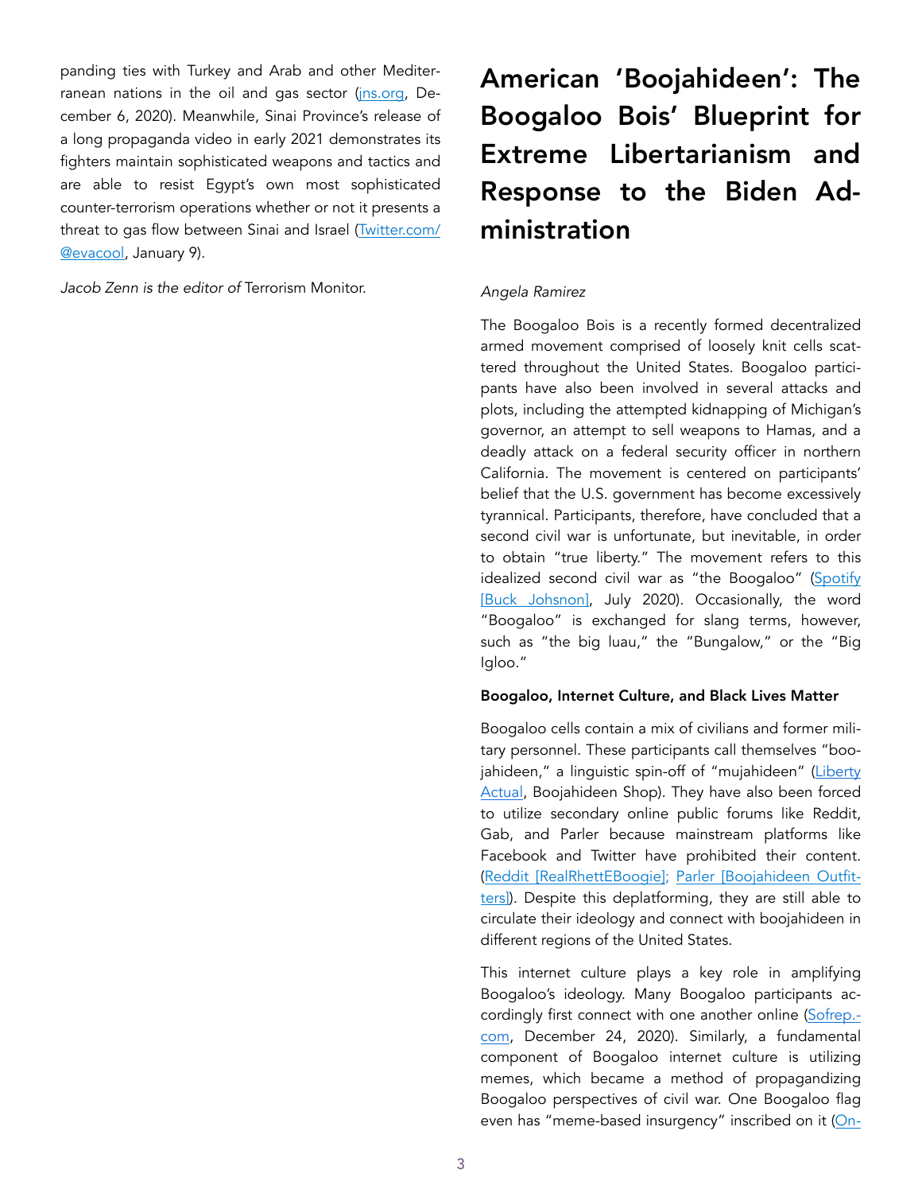panding ties with Turkey and Arab and other Mediterranean nations in the oil and gas sector (jns.org, December 6, 2020). Meanwhile, Sinai Province's release of a long propaganda video in early 2021 demonstrates its fighters maintain sophisticated weapons and tactics and are able to resist Egypt's own most sophisticated counter-terrorism operations whether or not it presents a threat to gas flow between Sinai and Israel (Twitter.com/@evacool, January 9).

*Jacob Zenn is the editor of* Terrorism Monitor.

# American 'Boojahideen': The Boogaloo Bois' Blueprint for Extreme Libertarianism and Response to the Biden Administration

*Angela Ramirez*

The Boogaloo Bois is a recently formed decentralized armed movement comprised of loosely knit cells scattered throughout the United States. Boogaloo participants have also been involved in several attacks and plots, including the attempted kidnapping of Michigan's governor, an attempt to sell weapons to Hamas, and a deadly attack on a federal security officer in northern California. The movement is centered on participants' belief that the U.S. government has become excessively tyrannical. Participants, therefore, have concluded that a second civil war is unfortunate, but inevitable, in order to obtain "true liberty." The movement refers to this idealized second civil war as "the Boogaloo" (Spotify [Buck Johsnon], July 2020). Occasionally, the word "Boogaloo" is exchanged for slang terms, however, such as "the big luau," the "Bungalow," or the "Big Igloo."

**Boogaloo, Internet Culture, and Black Lives Matter**

Boogaloo cells contain a mix of civilians and former military personnel. These participants call themselves "boojahideen," a linguistic spin-off of "mujahideen" (Liberty Actual, Boojahideen Shop). They have also been forced to utilize secondary online public forums like Reddit, Gab, and Parler because mainstream platforms like Facebook and Twitter have prohibited their content. (Reddit [RealRhettEBoogie]; Parler [Boojahideen Outfitters]). Despite this deplatforming, they are still able to circulate their ideology and connect with boojahideen in different regions of the United States.

This internet culture plays a key role in amplifying Boogaloo's ideology. Many Boogaloo participants accordingly first connect with one another online (Sofrep.com, December 24, 2020). Similarly, a fundamental component of Boogaloo internet culture is utilizing memes, which became a method of propagandizing Boogaloo perspectives of civil war. One Boogaloo flag even has "meme-based insurgency" inscribed on it (On-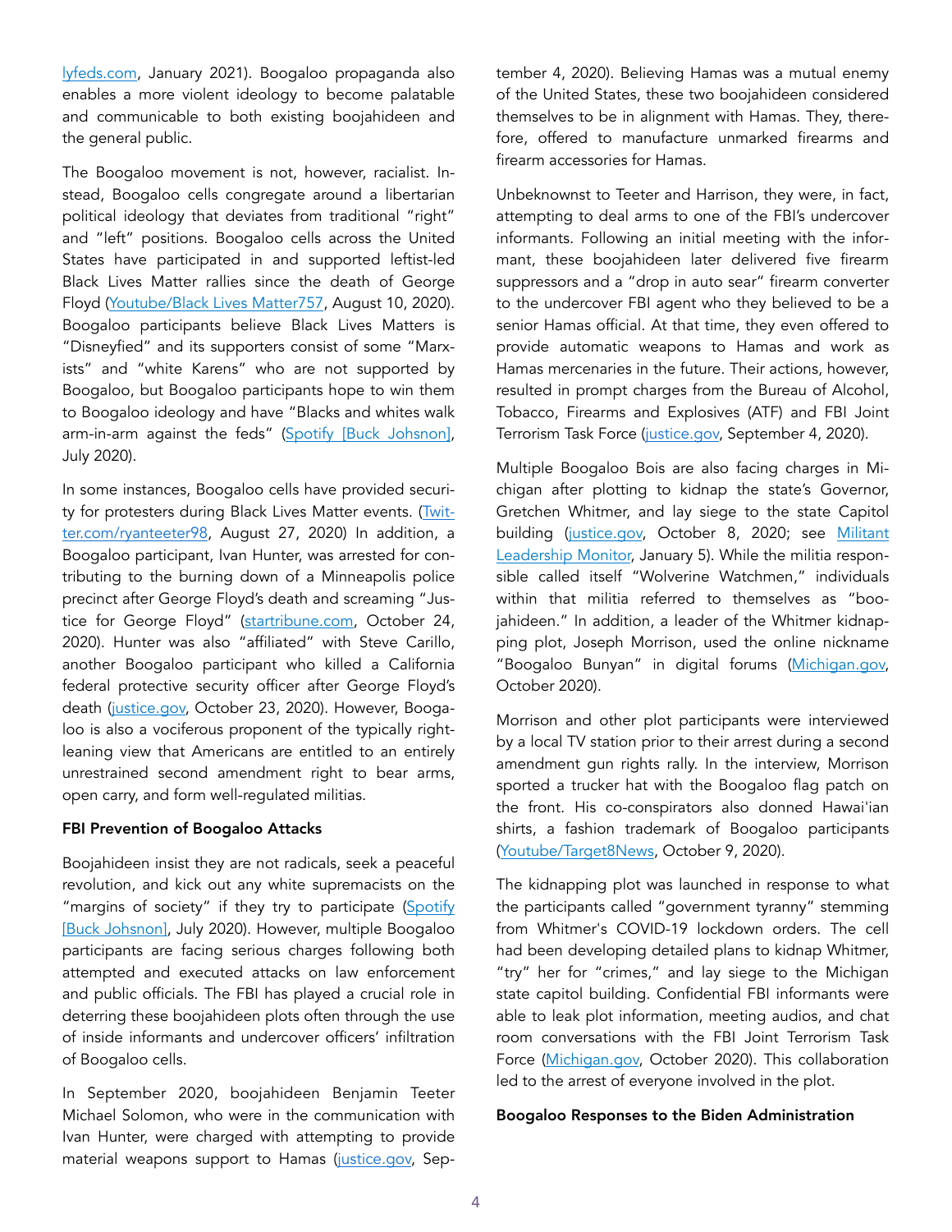lyfeds.com, January 2021). Boogaloo propaganda also enables a more violent ideology to become palatable and communicable to both existing boojahideen and the general public.

The Boogaloo movement is not, however, racialist. Instead, Boogaloo cells congregate around a libertarian political ideology that deviates from traditional "right" and "left" positions. Boogaloo cells across the United States have participated in and supported leftist-led Black Lives Matter rallies since the death of George Floyd (Youtube/Black Lives Matter757, August 10, 2020). Boogaloo participants believe Black Lives Matters is "Disneyfied" and its supporters consist of some "Marxists" and "white Karens" who are not supported by Boogaloo, but Boogaloo participants hope to win them to Boogaloo ideology and have "Blacks and whites walk arm-in-arm against the feds" (Spotify [Buck Johsnon], July 2020).

In some instances, Boogaloo cells have provided security for protesters during Black Lives Matter events. (Twitter.com/ryanteeter98, August 27, 2020) In addition, a Boogaloo participant, Ivan Hunter, was arrested for contributing to the burning down of a Minneapolis police precinct after George Floyd's death and screaming "Justice for George Floyd" (startribune.com, October 24, 2020). Hunter was also "affiliated" with Steve Carillo, another Boogaloo participant who killed a California federal protective security officer after George Floyd's death (justice.gov, October 23, 2020). However, Boogaloo is also a vociferous proponent of the typically right-leaning view that Americans are entitled to an entirely unrestrained second amendment right to bear arms, open carry, and form well-regulated militias.

**FBI Prevention of Boogaloo Attacks**

Boojahideen insist they are not radicals, seek a peaceful revolution, and kick out any white supremacists on the "margins of society" if they try to participate (Spotify [Buck Johsnon], July 2020). However, multiple Boogaloo participants are facing serious charges following both attempted and executed attacks on law enforcement and public officials. The FBI has played a crucial role in deterring these boojahideen plots often through the use of inside informants and undercover officers' infiltration of Boogaloo cells.

In September 2020, boojahideen Benjamin Teeter Michael Solomon, who were in the communication with Ivan Hunter, were charged with attempting to provide material weapons support to Hamas (justice.gov, September 4, 2020). Believing Hamas was a mutual enemy of the United States, these two boojahideen considered themselves to be in alignment with Hamas. They, therefore, offered to manufacture unmarked firearms and firearm accessories for Hamas.

Unbeknownst to Teeter and Harrison, they were, in fact, attempting to deal arms to one of the FBI's undercover informants. Following an initial meeting with the informant, these boojahideen later delivered five firearm suppressors and a "drop in auto sear" firearm converter to the undercover FBI agent who they believed to be a senior Hamas official. At that time, they even offered to provide automatic weapons to Hamas and work as Hamas mercenaries in the future. Their actions, however, resulted in prompt charges from the Bureau of Alcohol, Tobacco, Firearms and Explosives (ATF) and FBI Joint Terrorism Task Force (justice.gov, September 4, 2020).

Multiple Boogaloo Bois are also facing charges in Michigan after plotting to kidnap the state's Governor, Gretchen Whitmer, and lay siege to the state Capitol building (justice.gov, October 8, 2020; see Militant Leadership Monitor, January 5). While the militia responsible called itself "Wolverine Watchmen," individuals within that militia referred to themselves as "boojahideen." In addition, a leader of the Whitmer kidnapping plot, Joseph Morrison, used the online nickname "Boogaloo Bunyan" in digital forums (Michigan.gov, October 2020).

Morrison and other plot participants were interviewed by a local TV station prior to their arrest during a second amendment gun rights rally. In the interview, Morrison sported a trucker hat with the Boogaloo flag patch on the front. His co-conspirators also donned Hawai'ian shirts, a fashion trademark of Boogaloo participants (Youtube/Target8News, October 9, 2020).

The kidnapping plot was launched in response to what the participants called "government tyranny" stemming from Whitmer's COVID-19 lockdown orders. The cell had been developing detailed plans to kidnap Whitmer, "try" her for "crimes," and lay siege to the Michigan state capitol building. Confidential FBI informants were able to leak plot information, meeting audios, and chat room conversations with the FBI Joint Terrorism Task Force (Michigan.gov, October 2020). This collaboration led to the arrest of everyone involved in the plot.

**Boogaloo Responses to the Biden Administration**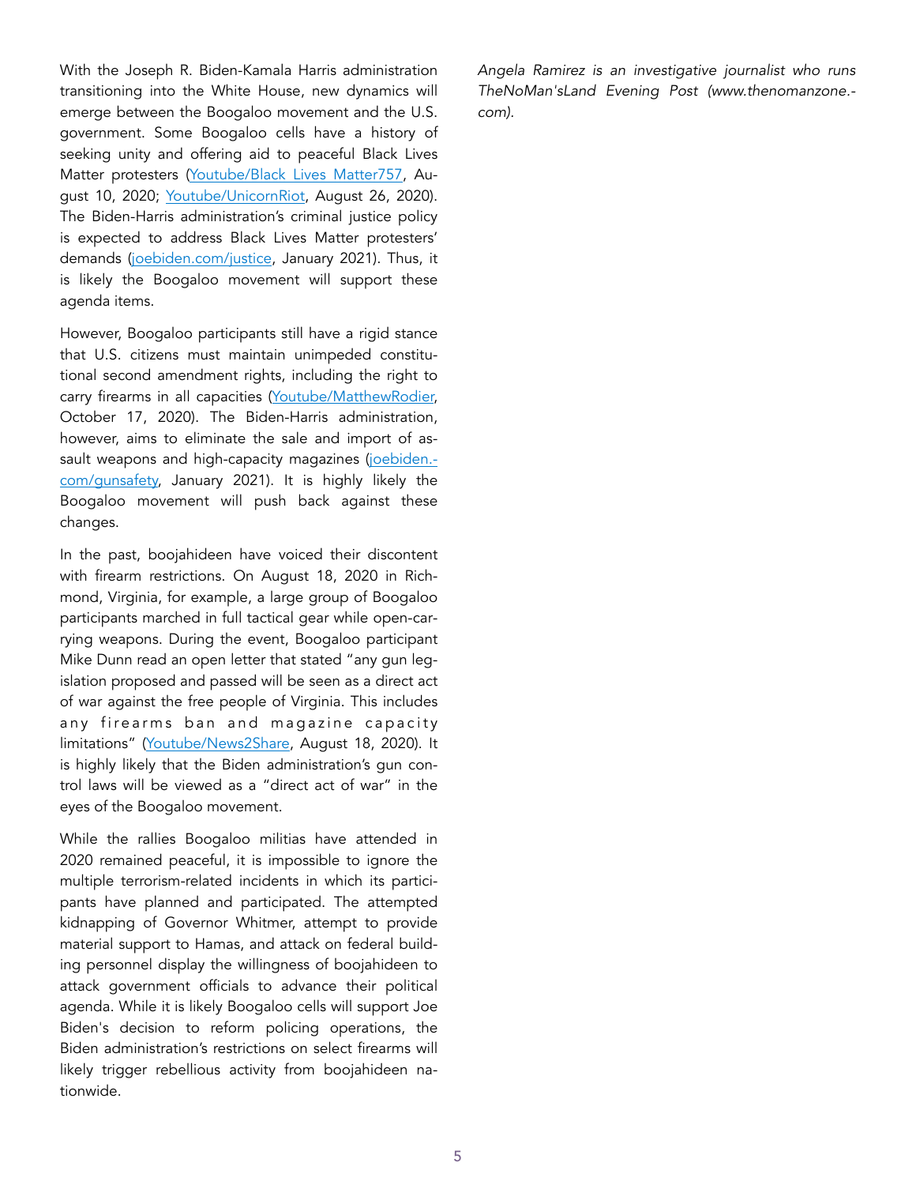With the Joseph R. Biden-Kamala Harris administration transitioning into the White House, new dynamics will emerge between the Boogaloo movement and the U.S. government. Some Boogaloo cells have a history of seeking unity and offering aid to peaceful Black Lives Matter protesters (Youtube/Black Lives Matter757, August 10, 2020; Youtube/UnicornRiot, August 26, 2020). The Biden-Harris administration's criminal justice policy is expected to address Black Lives Matter protesters' demands (joebiden.com/justice, January 2021). Thus, it is likely the Boogaloo movement will support these agenda items.

However, Boogaloo participants still have a rigid stance that U.S. citizens must maintain unimpeded constitutional second amendment rights, including the right to carry firearms in all capacities (Youtube/MatthewRodier, October 17, 2020). The Biden-Harris administration, however, aims to eliminate the sale and import of assault weapons and high-capacity magazines (joebiden.com/gunsafety, January 2021). It is highly likely the Boogaloo movement will push back against these changes.

In the past, boojahideen have voiced their discontent with firearm restrictions. On August 18, 2020 in Richmond, Virginia, for example, a large group of Boogaloo participants marched in full tactical gear while open-carrying weapons. During the event, Boogaloo participant Mike Dunn read an open letter that stated "any gun legislation proposed and passed will be seen as a direct act of war against the free people of Virginia. This includes any firearms ban and magazine capacity limitations" (Youtube/News2Share, August 18, 2020). It is highly likely that the Biden administration's gun control laws will be viewed as a "direct act of war" in the eyes of the Boogaloo movement.

While the rallies Boogaloo militias have attended in 2020 remained peaceful, it is impossible to ignore the multiple terrorism-related incidents in which its participants have planned and participated. The attempted kidnapping of Governor Whitmer, attempt to provide material support to Hamas, and attack on federal building personnel display the willingness of boojahideen to attack government officials to advance their political agenda. While it is likely Boogaloo cells will support Joe Biden's decision to reform policing operations, the Biden administration's restrictions on select firearms will likely trigger rebellious activity from boojahideen nationwide.

*Angela Ramirez is an investigative journalist who runs TheNoMan'sLand Evening Post (www.thenomanzone.com).*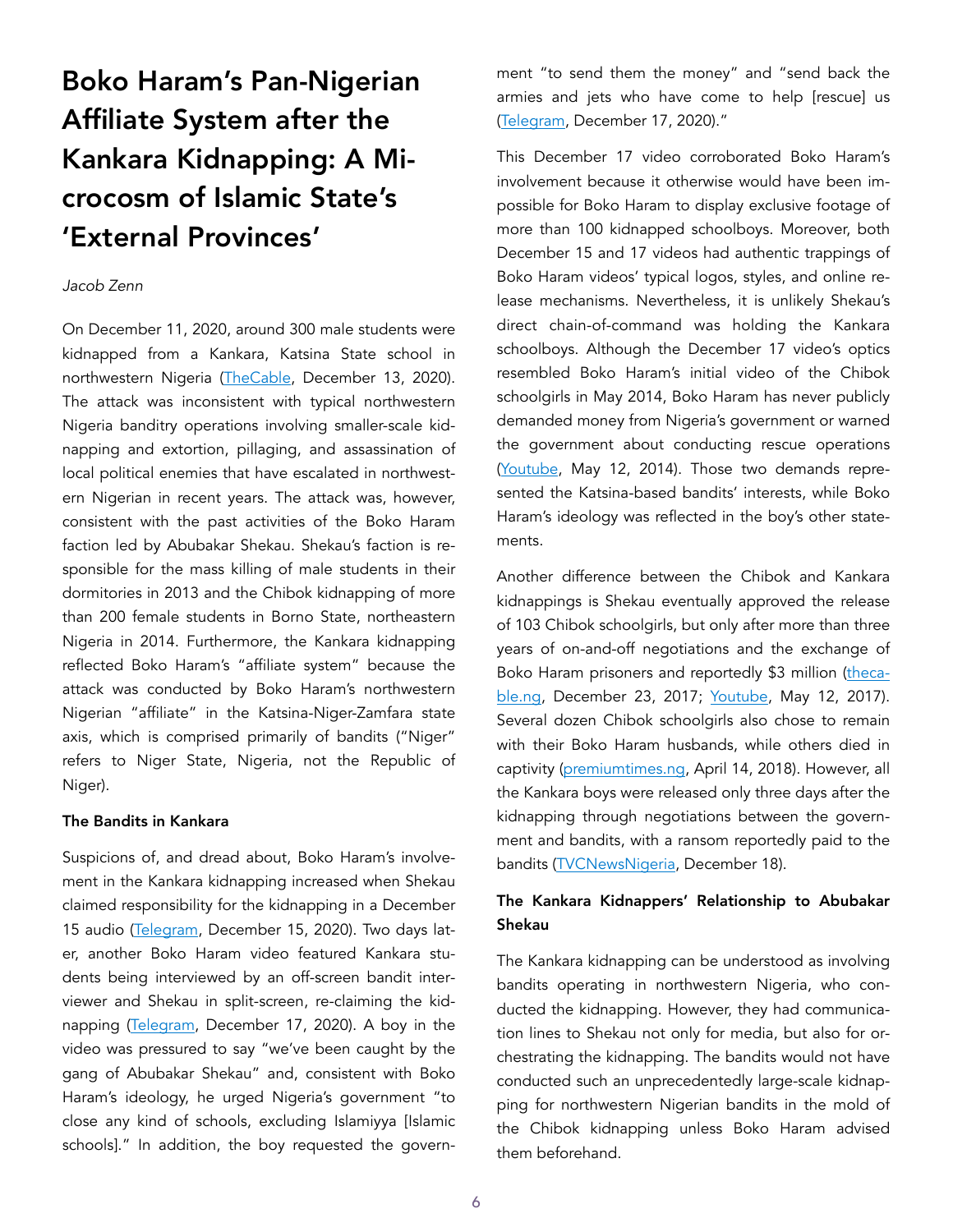# Boko Haram's Pan-Nigerian Affiliate System after the Kankara Kidnapping: A Microcosm of Islamic State's 'External Provinces'

*Jacob Zenn*

On December 11, 2020, around 300 male students were kidnapped from a Kankara, Katsina State school in northwestern Nigeria (TheCable, December 13, 2020). The attack was inconsistent with typical northwestern Nigeria banditry operations involving smaller-scale kidnapping and extortion, pillaging, and assassination of local political enemies that have escalated in northwestern Nigerian in recent years. The attack was, however, consistent with the past activities of the Boko Haram faction led by Abubakar Shekau. Shekau's faction is responsible for the mass killing of male students in their dormitories in 2013 and the Chibok kidnapping of more than 200 female students in Borno State, northeastern Nigeria in 2014. Furthermore, the Kankara kidnapping reflected Boko Haram's "affiliate system" because the attack was conducted by Boko Haram's northwestern Nigerian "affiliate" in the Katsina-Niger-Zamfara state axis, which is comprised primarily of bandits ("Niger" refers to Niger State, Nigeria, not the Republic of Niger).

**The Bandits in Kankara**

Suspicions of, and dread about, Boko Haram's involvement in the Kankara kidnapping increased when Shekau claimed responsibility for the kidnapping in a December 15 audio (Telegram, December 15, 2020). Two days later, another Boko Haram video featured Kankara students being interviewed by an off-screen bandit interviewer and Shekau in split-screen, re-claiming the kidnapping (Telegram, December 17, 2020). A boy in the video was pressured to say "we've been caught by the gang of Abubakar Shekau" and, consistent with Boko Haram's ideology, he urged Nigeria's government "to close any kind of schools, excluding Islamiyya [Islamic schools]." In addition, the boy requested the government "to send them the money" and "send back the armies and jets who have come to help [rescue] us (Telegram, December 17, 2020)."

This December 17 video corroborated Boko Haram's involvement because it otherwise would have been impossible for Boko Haram to display exclusive footage of more than 100 kidnapped schoolboys. Moreover, both December 15 and 17 videos had authentic trappings of Boko Haram videos' typical logos, styles, and online release mechanisms. Nevertheless, it is unlikely Shekau's direct chain-of-command was holding the Kankara schoolboys. Although the December 17 video's optics resembled Boko Haram's initial video of the Chibok schoolgirls in May 2014, Boko Haram has never publicly demanded money from Nigeria's government or warned the government about conducting rescue operations (Youtube, May 12, 2014). Those two demands represented the Katsina-based bandits' interests, while Boko Haram's ideology was reflected in the boy's other statements.

Another difference between the Chibok and Kankara kidnappings is Shekau eventually approved the release of 103 Chibok schoolgirls, but only after more than three years of on-and-off negotiations and the exchange of Boko Haram prisoners and reportedly $3 million (thecable.ng, December 23, 2017; Youtube, May 12, 2017). Several dozen Chibok schoolgirls also chose to remain with their Boko Haram husbands, while others died in captivity (premiumtimes.ng, April 14, 2018). However, all the Kankara boys were released only three days after the kidnapping through negotiations between the government and bandits, with a ransom reportedly paid to the bandits (TVCNewsNigeria, December 18).

**The Kankara Kidnappers' Relationship to Abubakar Shekau**

The Kankara kidnapping can be understood as involving bandits operating in northwestern Nigeria, who conducted the kidnapping. However, they had communication lines to Shekau not only for media, but also for orchestrating the kidnapping. The bandits would not have conducted such an unprecedentedly large-scale kidnapping for northwestern Nigerian bandits in the mold of the Chibok kidnapping unless Boko Haram advised them beforehand.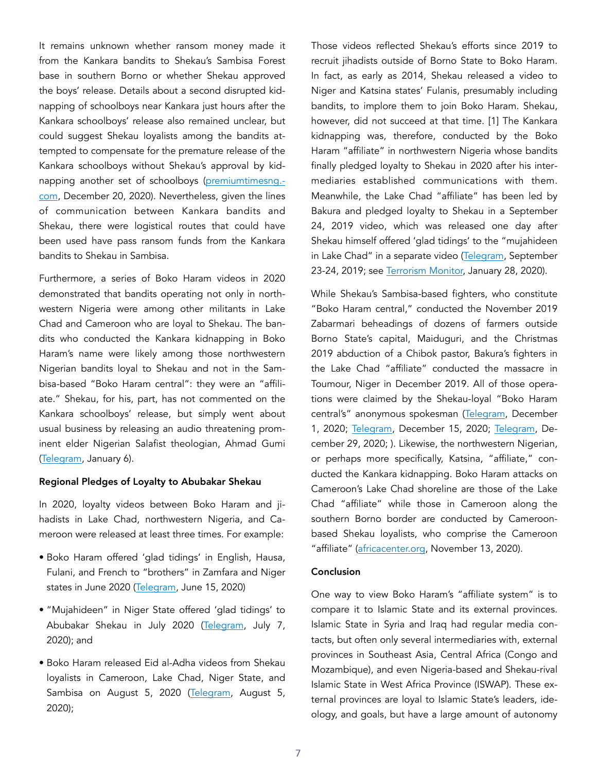It remains unknown whether ransom money made it from the Kankara bandits to Shekau's Sambisa Forest base in southern Borno or whether Shekau approved the boys' release. Details about a second disrupted kidnapping of schoolboys near Kankara just hours after the Kankara schoolboys' release also remained unclear, but could suggest Shekau loyalists among the bandits attempted to compensate for the premature release of the Kankara schoolboys without Shekau's approval by kidnapping another set of schoolboys (premiumtimesng.com, December 20, 2020). Nevertheless, given the lines of communication between Kankara bandits and Shekau, there were logistical routes that could have been used have pass ransom funds from the Kankara bandits to Shekau in Sambisa.

Furthermore, a series of Boko Haram videos in 2020 demonstrated that bandits operating not only in northwestern Nigeria were among other militants in Lake Chad and Cameroon who are loyal to Shekau. The bandits who conducted the Kankara kidnapping in Boko Haram's name were likely among those northwestern Nigerian bandits loyal to Shekau and not in the Sambisa-based "Boko Haram central": they were an "affiliate." Shekau, for his, part, has not commented on the Kankara schoolboys' release, but simply went about usual business by releasing an audio threatening prominent elder Nigerian Salafist theologian, Ahmad Gumi (Telegram, January 6).

### Regional Pledges of Loyalty to Abubakar Shekau

In 2020, loyalty videos between Boko Haram and jihadists in Lake Chad, northwestern Nigeria, and Cameroon were released at least three times. For example:

- Boko Haram offered 'glad tidings' in English, Hausa, Fulani, and French to "brothers" in Zamfara and Niger states in June 2020 (Telegram, June 15, 2020)
- "Mujahideen" in Niger State offered 'glad tidings' to Abubakar Shekau in July 2020 (Telegram, July 7, 2020); and
- Boko Haram released Eid al-Adha videos from Shekau loyalists in Cameroon, Lake Chad, Niger State, and Sambisa on August 5, 2020 (Telegram, August 5, 2020);

Those videos reflected Shekau's efforts since 2019 to recruit jihadists outside of Borno State to Boko Haram. In fact, as early as 2014, Shekau released a video to Niger and Katsina states' Fulanis, presumably including bandits, to implore them to join Boko Haram. Shekau, however, did not succeed at that time. [1] The Kankara kidnapping was, therefore, conducted by the Boko Haram "affiliate" in northwestern Nigeria whose bandits finally pledged loyalty to Shekau in 2020 after his intermediaries established communications with them. Meanwhile, the Lake Chad "affiliate" has been led by Bakura and pledged loyalty to Shekau in a September 24, 2019 video, which was released one day after Shekau himself offered 'glad tidings' to the "mujahideen in Lake Chad" in a separate video (Telegram, September 23-24, 2019; see Terrorism Monitor, January 28, 2020).

While Shekau's Sambisa-based fighters, who constitute "Boko Haram central," conducted the November 2019 Zabarmari beheadings of dozens of farmers outside Borno State's capital, Maiduguri, and the Christmas 2019 abduction of a Chibok pastor, Bakura's fighters in the Lake Chad "affiliate" conducted the massacre in Toumour, Niger in December 2019. All of those operations were claimed by the Shekau-loyal "Boko Haram central's" anonymous spokesman (Telegram, December 1, 2020; Telegram, December 15, 2020; Telegram, December 29, 2020; ). Likewise, the northwestern Nigerian, or perhaps more specifically, Katsina, "affiliate," conducted the Kankara kidnapping. Boko Haram attacks on Cameroon's Lake Chad shoreline are those of the Lake Chad "affiliate" while those in Cameroon along the southern Borno border are conducted by Cameroon-based Shekau loyalists, who comprise the Cameroon "affiliate" (africacenter.org, November 13, 2020).

### Conclusion

One way to view Boko Haram's "affiliate system" is to compare it to Islamic State and its external provinces. Islamic State in Syria and Iraq had regular media contacts, but often only several intermediaries with, external provinces in Southeast Asia, Central Africa (Congo and Mozambique), and even Nigeria-based and Shekau-rival Islamic State in West Africa Province (ISWAP). These external provinces are loyal to Islamic State's leaders, ideology, and goals, but have a large amount of autonomy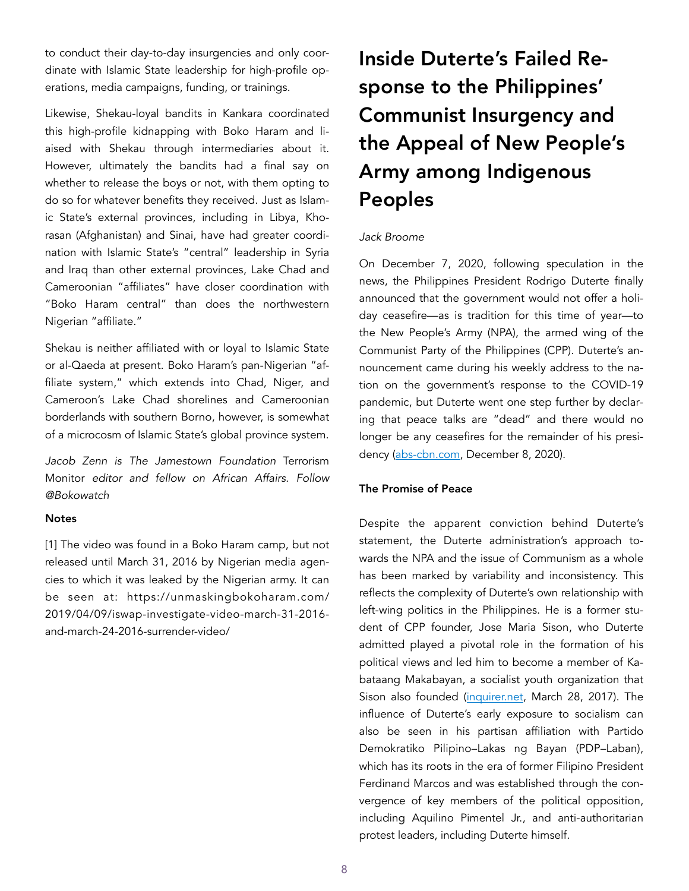to conduct their day-to-day insurgencies and only coordinate with Islamic State leadership for high-profile operations, media campaigns, funding, or trainings.

Likewise, Shekau-loyal bandits in Kankara coordinated this high-profile kidnapping with Boko Haram and liaised with Shekau through intermediaries about it. However, ultimately the bandits had a final say on whether to release the boys or not, with them opting to do so for whatever benefits they received. Just as Islamic State's external provinces, including in Libya, Khorasan (Afghanistan) and Sinai, have had greater coordination with Islamic State's "central" leadership in Syria and Iraq than other external provinces, Lake Chad and Cameroonian "affiliates" have closer coordination with "Boko Haram central" than does the northwestern Nigerian "affiliate."

Shekau is neither affiliated with or loyal to Islamic State or al-Qaeda at present. Boko Haram's pan-Nigerian "affiliate system," which extends into Chad, Niger, and Cameroon's Lake Chad shorelines and Cameroonian borderlands with southern Borno, however, is somewhat of a microcosm of Islamic State's global province system.

*Jacob Zenn is The Jamestown Foundation* Terrorism Monitor *editor and fellow on African Affairs. Follow @Bokowatch*

**Notes**

[1] The video was found in a Boko Haram camp, but not released until March 31, 2016 by Nigerian media agencies to which it was leaked by the Nigerian army. It can be seen at: https://unmaskingbokoharam.com/2019/04/09/iswap-investigate-video-march-31-2016-and-march-24-2016-surrender-video/

# Inside Duterte's Failed Response to the Philippines' Communist Insurgency and the Appeal of New People's Army among Indigenous Peoples

*Jack Broome*

On December 7, 2020, following speculation in the news, the Philippines President Rodrigo Duterte finally announced that the government would not offer a holiday ceasefire—as is tradition for this time of year—to the New People's Army (NPA), the armed wing of the Communist Party of the Philippines (CPP). Duterte's announcement came during his weekly address to the nation on the government's response to the COVID-19 pandemic, but Duterte went one step further by declaring that peace talks are "dead" and there would no longer be any ceasefires for the remainder of his presidency (abs-cbn.com, December 8, 2020).

**The Promise of Peace**

Despite the apparent conviction behind Duterte's statement, the Duterte administration's approach towards the NPA and the issue of Communism as a whole has been marked by variability and inconsistency. This reflects the complexity of Duterte's own relationship with left-wing politics in the Philippines. He is a former student of CPP founder, Jose Maria Sison, who Duterte admitted played a pivotal role in the formation of his political views and led him to become a member of Kabataang Makabayan, a socialist youth organization that Sison also founded (inquirer.net, March 28, 2017). The influence of Duterte's early exposure to socialism can also be seen in his partisan affiliation with Partido Demokratiko Pilipino–Lakas ng Bayan (PDP–Laban), which has its roots in the era of former Filipino President Ferdinand Marcos and was established through the convergence of key members of the political opposition, including Aquilino Pimentel Jr., and anti-authoritarian protest leaders, including Duterte himself.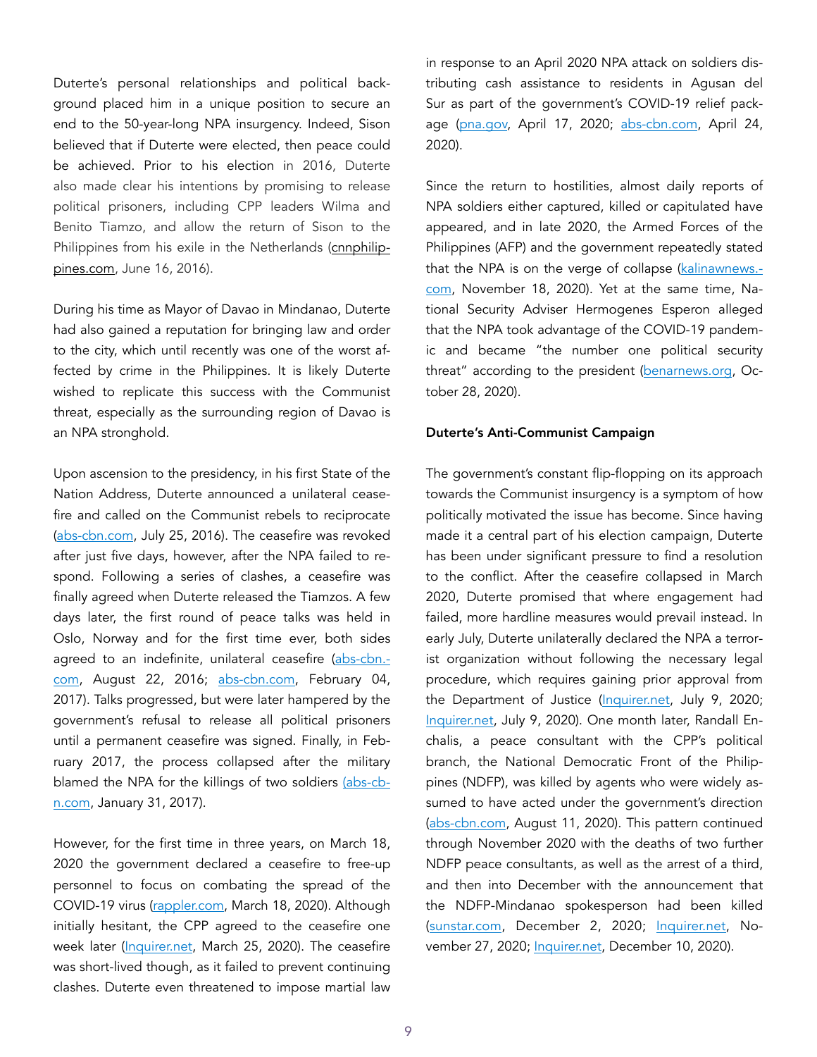Duterte's personal relationships and political background placed him in a unique position to secure an end to the 50-year-long NPA insurgency. Indeed, Sison believed that if Duterte were elected, then peace could be achieved. Prior to his election in 2016, Duterte also made clear his intentions by promising to release political prisoners, including CPP leaders Wilma and Benito Tiamzo, and allow the return of Sison to the Philippines from his exile in the Netherlands (cnnphilippines.com, June 16, 2016).

During his time as Mayor of Davao in Mindanao, Duterte had also gained a reputation for bringing law and order to the city, which until recently was one of the worst affected by crime in the Philippines. It is likely Duterte wished to replicate this success with the Communist threat, especially as the surrounding region of Davao is an NPA stronghold.

Upon ascension to the presidency, in his first State of the Nation Address, Duterte announced a unilateral ceasefire and called on the Communist rebels to reciprocate (abs-cbn.com, July 25, 2016). The ceasefire was revoked after just five days, however, after the NPA failed to respond. Following a series of clashes, a ceasefire was finally agreed when Duterte released the Tiamzos. A few days later, the first round of peace talks was held in Oslo, Norway and for the first time ever, both sides agreed to an indefinite, unilateral ceasefire (abs-cbn.com, August 22, 2016; abs-cbn.com, February 04, 2017). Talks progressed, but were later hampered by the government's refusal to release all political prisoners until a permanent ceasefire was signed. Finally, in February 2017, the process collapsed after the military blamed the NPA for the killings of two soldiers (abs-cbn.com, January 31, 2017).

However, for the first time in three years, on March 18, 2020 the government declared a ceasefire to free-up personnel to focus on combating the spread of the COVID-19 virus (rappler.com, March 18, 2020). Although initially hesitant, the CPP agreed to the ceasefire one week later (Inquirer.net, March 25, 2020). The ceasefire was short-lived though, as it failed to prevent continuing clashes. Duterte even threatened to impose martial law in response to an April 2020 NPA attack on soldiers distributing cash assistance to residents in Agusan del Sur as part of the government's COVID-19 relief package (pna.gov, April 17, 2020; abs-cbn.com, April 24, 2020).

Since the return to hostilities, almost daily reports of NPA soldiers either captured, killed or capitulated have appeared, and in late 2020, the Armed Forces of the Philippines (AFP) and the government repeatedly stated that the NPA is on the verge of collapse (kalinawnews.com, November 18, 2020). Yet at the same time, National Security Adviser Hermogenes Esperon alleged that the NPA took advantage of the COVID-19 pandemic and became "the number one political security threat" according to the president (benarnews.org, October 28, 2020).

**Duterte's Anti-Communist Campaign**

The government's constant flip-flopping on its approach towards the Communist insurgency is a symptom of how politically motivated the issue has become. Since having made it a central part of his election campaign, Duterte has been under significant pressure to find a resolution to the conflict. After the ceasefire collapsed in March 2020, Duterte promised that where engagement had failed, more hardline measures would prevail instead. In early July, Duterte unilaterally declared the NPA a terrorist organization without following the necessary legal procedure, which requires gaining prior approval from the Department of Justice (Inquirer.net, July 9, 2020; Inquirer.net, July 9, 2020). One month later, Randall Enchalis, a peace consultant with the CPP's political branch, the National Democratic Front of the Philippines (NDFP), was killed by agents who were widely assumed to have acted under the government's direction (abs-cbn.com, August 11, 2020). This pattern continued through November 2020 with the deaths of two further NDFP peace consultants, as well as the arrest of a third, and then into December with the announcement that the NDFP-Mindanao spokesperson had been killed (sunstar.com, December 2, 2020; Inquirer.net, November 27, 2020; Inquirer.net, December 10, 2020).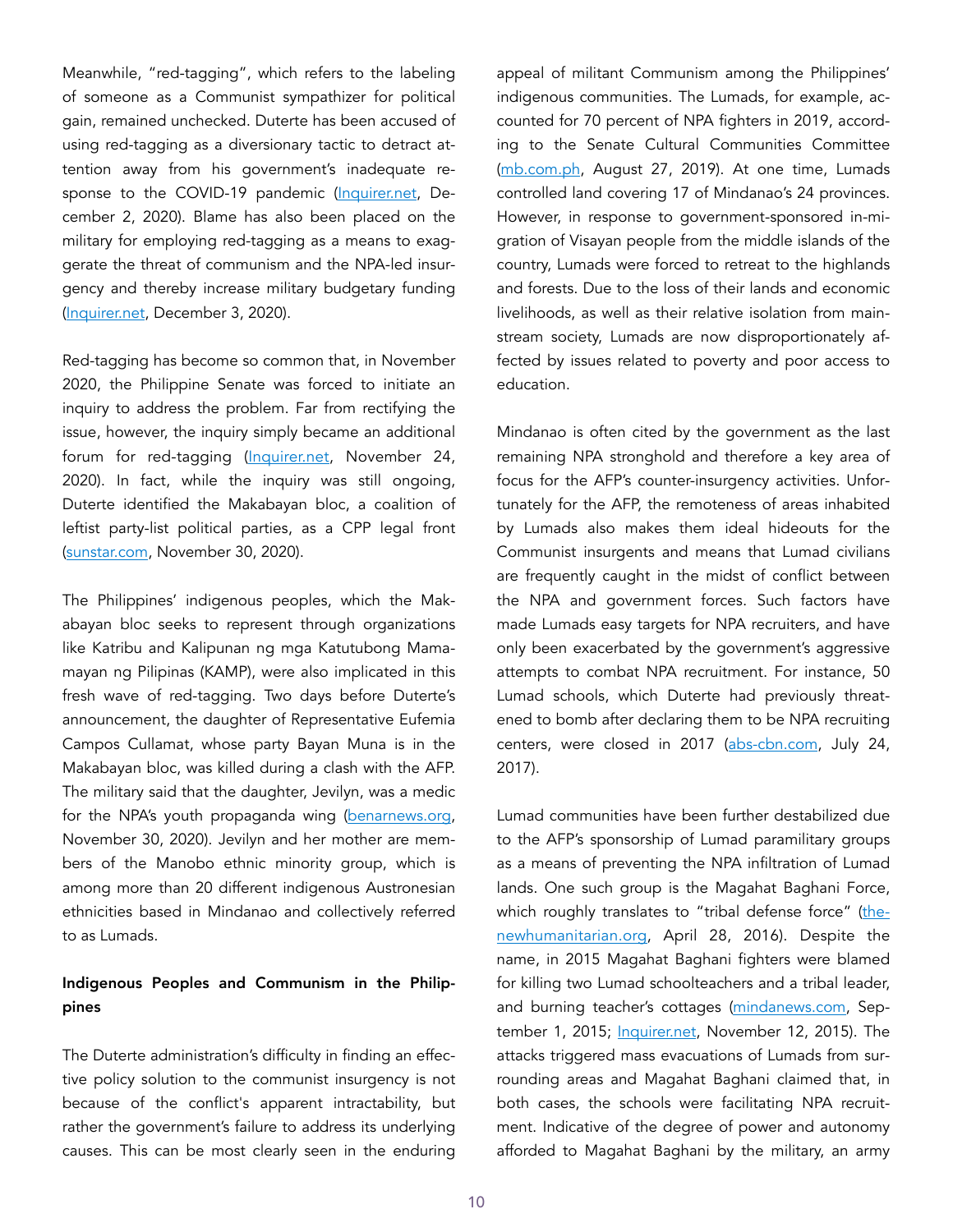Meanwhile, "red-tagging", which refers to the labeling of someone as a Communist sympathizer for political gain, remained unchecked. Duterte has been accused of using red-tagging as a diversionary tactic to detract attention away from his government's inadequate response to the COVID-19 pandemic (Inquirer.net, December 2, 2020). Blame has also been placed on the military for employing red-tagging as a means to exaggerate the threat of communism and the NPA-led insurgency and thereby increase military budgetary funding (Inquirer.net, December 3, 2020).

Red-tagging has become so common that, in November 2020, the Philippine Senate was forced to initiate an inquiry to address the problem. Far from rectifying the issue, however, the inquiry simply became an additional forum for red-tagging (Inquirer.net, November 24, 2020). In fact, while the inquiry was still ongoing, Duterte identified the Makabayan bloc, a coalition of leftist party-list political parties, as a CPP legal front (sunstar.com, November 30, 2020).

The Philippines' indigenous peoples, which the Makabayan bloc seeks to represent through organizations like Katribu and Kalipunan ng mga Katutubong Mamamayan ng Pilipinas (KAMP), were also implicated in this fresh wave of red-tagging. Two days before Duterte's announcement, the daughter of Representative Eufemia Campos Cullamat, whose party Bayan Muna is in the Makabayan bloc, was killed during a clash with the AFP. The military said that the daughter, Jevilyn, was a medic for the NPA's youth propaganda wing (benarnews.org, November 30, 2020). Jevilyn and her mother are members of the Manobo ethnic minority group, which is among more than 20 different indigenous Austronesian ethnicities based in Mindanao and collectively referred to as Lumads.

**Indigenous Peoples and Communism in the Philippines**

The Duterte administration's difficulty in finding an effective policy solution to the communist insurgency is not because of the conflict's apparent intractability, but rather the government's failure to address its underlying causes. This can be most clearly seen in the enduring appeal of militant Communism among the Philippines' indigenous communities. The Lumads, for example, accounted for 70 percent of NPA fighters in 2019, according to the Senate Cultural Communities Committee (mb.com.ph, August 27, 2019). At one time, Lumads controlled land covering 17 of Mindanao's 24 provinces. However, in response to government-sponsored in-migration of Visayan people from the middle islands of the country, Lumads were forced to retreat to the highlands and forests. Due to the loss of their lands and economic livelihoods, as well as their relative isolation from mainstream society, Lumads are now disproportionately affected by issues related to poverty and poor access to education.

Mindanao is often cited by the government as the last remaining NPA stronghold and therefore a key area of focus for the AFP's counter-insurgency activities. Unfortunately for the AFP, the remoteness of areas inhabited by Lumads also makes them ideal hideouts for the Communist insurgents and means that Lumad civilians are frequently caught in the midst of conflict between the NPA and government forces. Such factors have made Lumads easy targets for NPA recruiters, and have only been exacerbated by the government's aggressive attempts to combat NPA recruitment. For instance, 50 Lumad schools, which Duterte had previously threatened to bomb after declaring them to be NPA recruiting centers, were closed in 2017 (abs-cbn.com, July 24, 2017).

Lumad communities have been further destabilized due to the AFP's sponsorship of Lumad paramilitary groups as a means of preventing the NPA infiltration of Lumad lands. One such group is the Magahat Baghani Force, which roughly translates to "tribal defense force" (thenewhumanitarian.org, April 28, 2016). Despite the name, in 2015 Magahat Baghani fighters were blamed for killing two Lumad schoolteachers and a tribal leader, and burning teacher's cottages (mindanews.com, September 1, 2015; Inquirer.net, November 12, 2015). The attacks triggered mass evacuations of Lumads from surrounding areas and Magahat Baghani claimed that, in both cases, the schools were facilitating NPA recruitment. Indicative of the degree of power and autonomy afforded to Magahat Baghani by the military, an army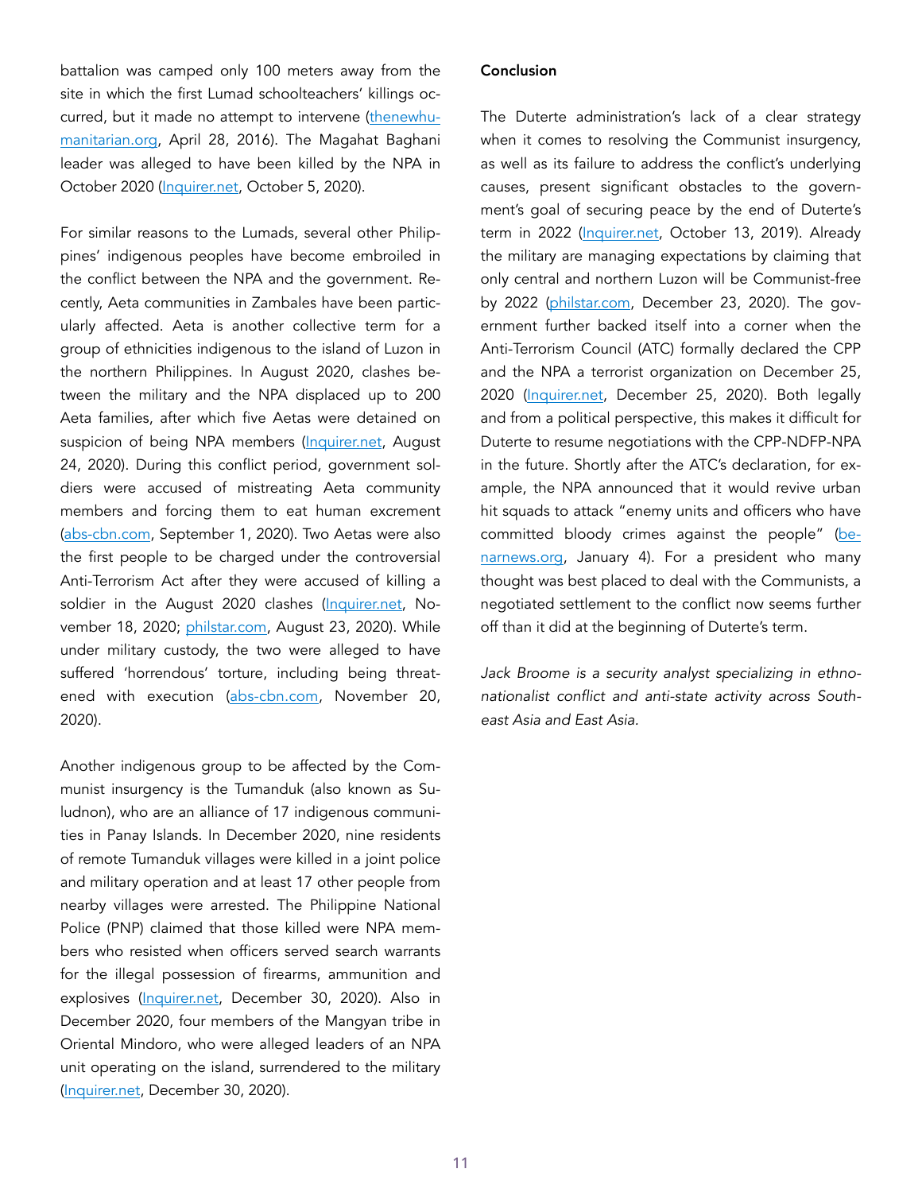battalion was camped only 100 meters away from the site in which the first Lumad schoolteachers' killings occurred, but it made no attempt to intervene (thenewhumanitarian.org, April 28, 2016). The Magahat Baghani leader was alleged to have been killed by the NPA in October 2020 (Inquirer.net, October 5, 2020).

For similar reasons to the Lumads, several other Philippines' indigenous peoples have become embroiled in the conflict between the NPA and the government. Recently, Aeta communities in Zambales have been particularly affected. Aeta is another collective term for a group of ethnicities indigenous to the island of Luzon in the northern Philippines. In August 2020, clashes between the military and the NPA displaced up to 200 Aeta families, after which five Aetas were detained on suspicion of being NPA members (Inquirer.net, August 24, 2020). During this conflict period, government soldiers were accused of mistreating Aeta community members and forcing them to eat human excrement (abs-cbn.com, September 1, 2020). Two Aetas were also the first people to be charged under the controversial Anti-Terrorism Act after they were accused of killing a soldier in the August 2020 clashes (Inquirer.net, November 18, 2020; philstar.com, August 23, 2020). While under military custody, the two were alleged to have suffered 'horrendous' torture, including being threatened with execution (abs-cbn.com, November 20, 2020).

Another indigenous group to be affected by the Communist insurgency is the Tumanduk (also known as Suludnon), who are an alliance of 17 indigenous communities in Panay Islands. In December 2020, nine residents of remote Tumanduk villages were killed in a joint police and military operation and at least 17 other people from nearby villages were arrested. The Philippine National Police (PNP) claimed that those killed were NPA members who resisted when officers served search warrants for the illegal possession of firearms, ammunition and explosives (Inquirer.net, December 30, 2020). Also in December 2020, four members of the Mangyan tribe in Oriental Mindoro, who were alleged leaders of an NPA unit operating on the island, surrendered to the military (Inquirer.net, December 30, 2020).

**Conclusion**

The Duterte administration's lack of a clear strategy when it comes to resolving the Communist insurgency, as well as its failure to address the conflict's underlying causes, present significant obstacles to the government's goal of securing peace by the end of Duterte's term in 2022 (Inquirer.net, October 13, 2019). Already the military are managing expectations by claiming that only central and northern Luzon will be Communist-free by 2022 (philstar.com, December 23, 2020). The government further backed itself into a corner when the Anti-Terrorism Council (ATC) formally declared the CPP and the NPA a terrorist organization on December 25, 2020 (Inquirer.net, December 25, 2020). Both legally and from a political perspective, this makes it difficult for Duterte to resume negotiations with the CPP-NDFP-NPA in the future. Shortly after the ATC's declaration, for example, the NPA announced that it would revive urban hit squads to attack "enemy units and officers who have committed bloody crimes against the people" (benarnews.org, January 4). For a president who many thought was best placed to deal with the Communists, a negotiated settlement to the conflict now seems further off than it did at the beginning of Duterte's term.

*Jack Broome is a security analyst specializing in ethno-nationalist conflict and anti-state activity across Southeast Asia and East Asia.*